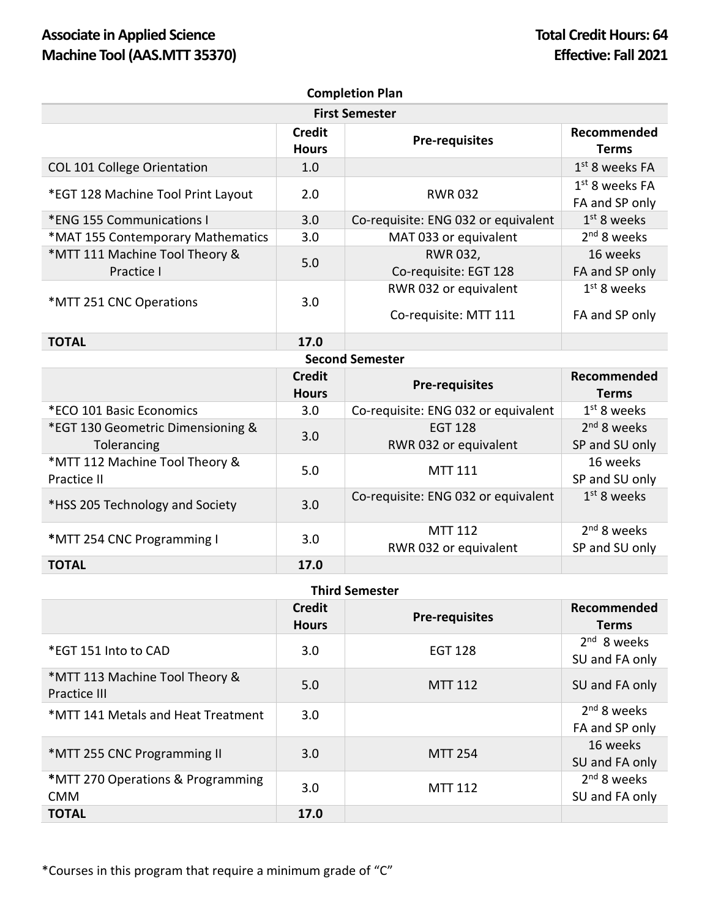# Associate in Applied Science
# Machine Tool (AAS.MTT 35370)

**Total Credit Hours: 64**
**Effective: Fall 2021**

## Completion Plan

### First Semester

| | Credit Hours | Pre-requisites | Recommended Terms |
|---|---|---|---|
| COL 101 College Orientation | 1.0 | | 1st 8 weeks FA |
| *EGT 128 Machine Tool Print Layout | 2.0 | RWR 032 | 1st 8 weeks FA<br>FA and SP only |
| *ENG 155 Communications I | 3.0 | Co-requisite: ENG 032 or equivalent | 1st 8 weeks |
| *MAT 155 Contemporary Mathematics | 3.0 | MAT 033 or equivalent | 2nd 8 weeks |
| *MTT 111 Machine Tool Theory & Practice I | 5.0 | RWR 032,<br>Co-requisite: EGT 128 | 16 weeks<br>FA and SP only |
| *MTT 251 CNC Operations | 3.0 | RWR 032 or equivalent<br>Co-requisite: MTT 111 | 1st 8 weeks<br>FA and SP only |
| **TOTAL** | **17.0** | | |

### Second Semester

| | Credit Hours | Pre-requisites | Recommended Terms |
|---|---|---|---|
| *ECO 101 Basic Economics | 3.0 | Co-requisite: ENG 032 or equivalent | 1st 8 weeks |
| *EGT 130 Geometric Dimensioning & Tolerancing | 3.0 | EGT 128<br>RWR 032 or equivalent | 2nd 8 weeks<br>SP and SU only |
| *MTT 112 Machine Tool Theory & Practice II | 5.0 | MTT 111 | 16 weeks<br>SP and SU only |
| *HSS 205 Technology and Society | 3.0 | Co-requisite: ENG 032 or equivalent | 1st 8 weeks |
| *MTT 254 CNC Programming I | 3.0 | MTT 112<br>RWR 032 or equivalent | 2nd 8 weeks<br>SP and SU only |
| **TOTAL** | **17.0** | | |

### Third Semester

| | Credit Hours | Pre-requisites | Recommended Terms |
|---|---|---|---|
| *EGT 151 Into to CAD | 3.0 | EGT 128 | 2nd 8 weeks<br>SU and FA only |
| *MTT 113 Machine Tool Theory & Practice III | 5.0 | MTT 112 | SU and FA only |
| *MTT 141 Metals and Heat Treatment | 3.0 | | 2nd 8 weeks<br>FA and SP only |
| *MTT 255 CNC Programming II | 3.0 | MTT 254 | 16 weeks<br>SU and FA only |
| *MTT 270 Operations & Programming CMM | 3.0 | MTT 112 | 2nd 8 weeks<br>SU and FA only |
| **TOTAL** | **17.0** | | |

*Courses in this program that require a minimum grade of "C"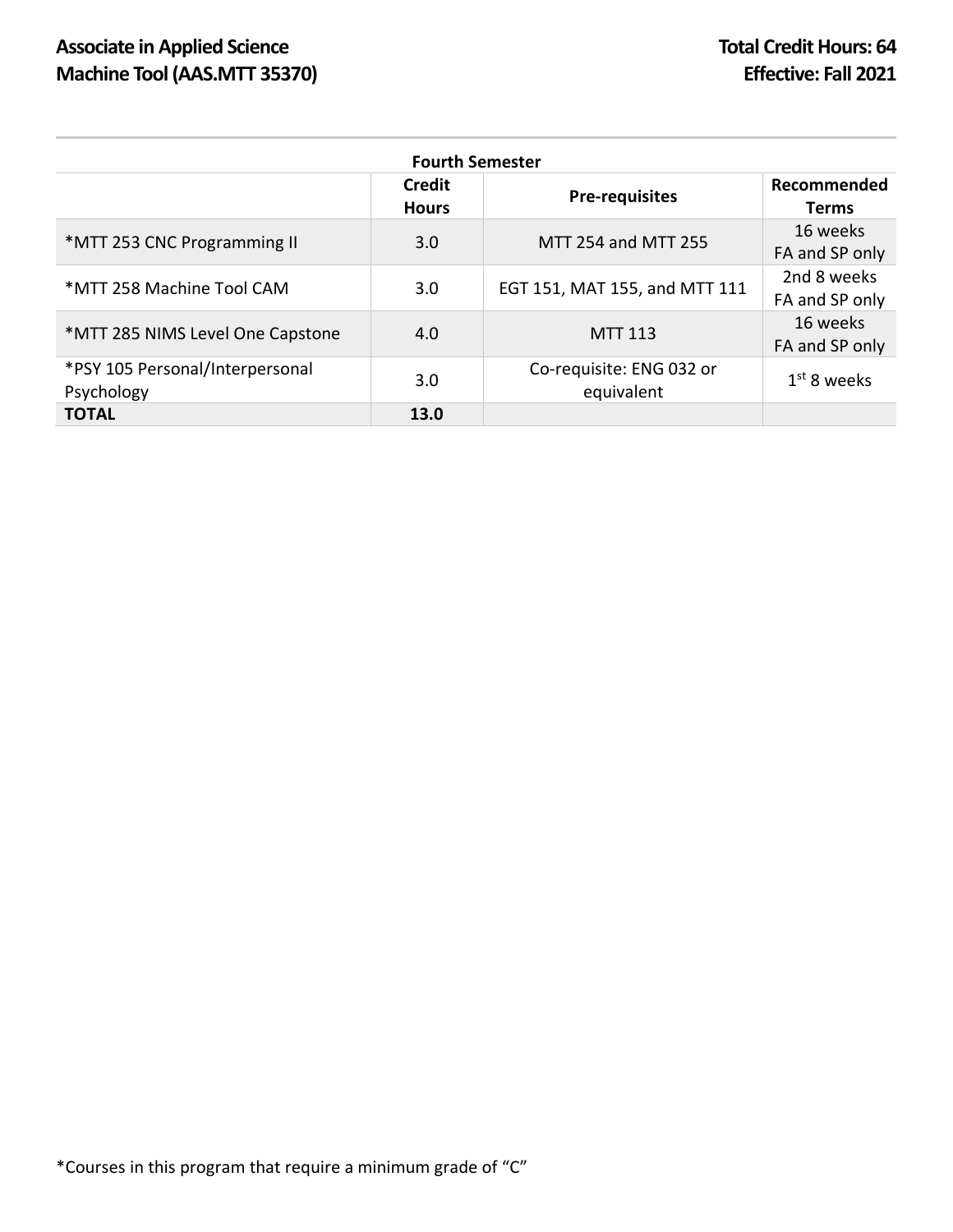**Associate in Applied Science**
**Machine Tool (AAS.MTT 35370)**

**Total Credit Hours: 64**
**Effective: Fall 2021**

| Fourth Semester | | | |
|---|---|---|---|
| | **Credit Hours** | **Pre-requisites** | **Recommended Terms** |
| *MTT 253 CNC Programming II | 3.0 | MTT 254 and MTT 255 | 16 weeks FA and SP only |
| *MTT 258 Machine Tool CAM | 3.0 | EGT 151, MAT 155, and MTT 111 | 2nd 8 weeks FA and SP only |
| *MTT 285 NIMS Level One Capstone | 4.0 | MTT 113 | 16 weeks FA and SP only |
| *PSY 105 Personal/Interpersonal Psychology | 3.0 | Co-requisite: ENG 032 or equivalent | 1st 8 weeks |
| **TOTAL** | **13.0** | | |

*Courses in this program that require a minimum grade of "C"